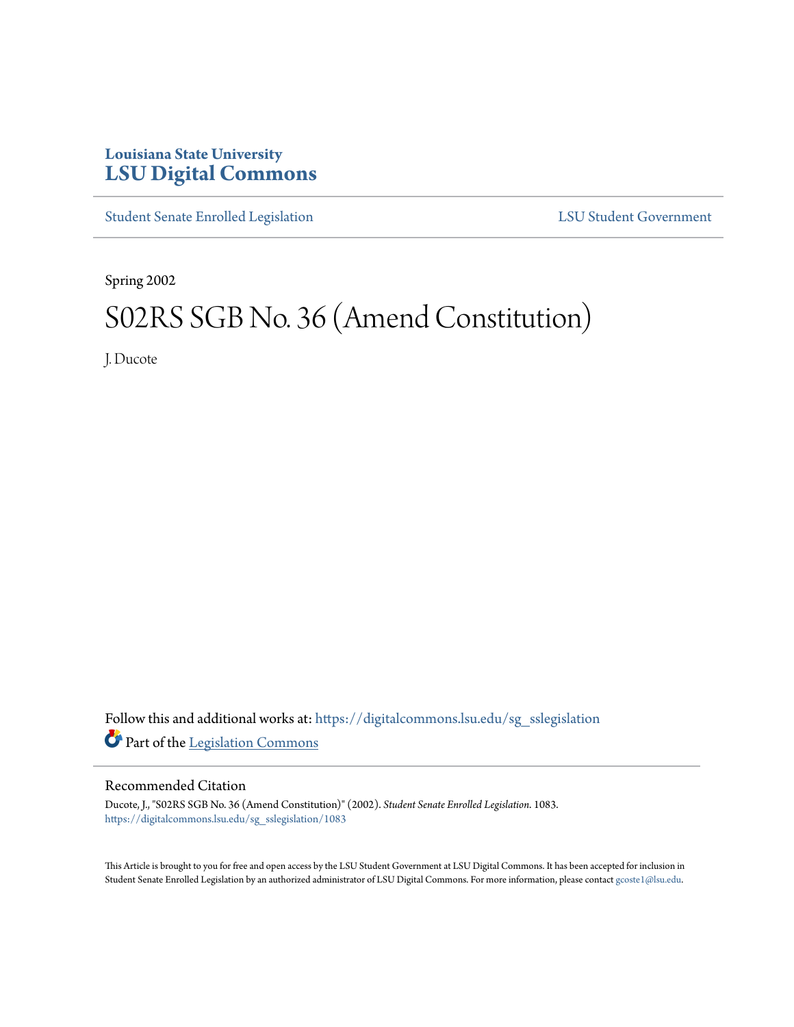Louisiana State University
# LSU Digital Commons

Student Senate Enrolled Legislation | LSU Student Government

Spring 2002

# S02RS SGB No. 36 (Amend Constitution)

J. Ducote

Follow this and additional works at: https://digitalcommons.lsu.edu/sg_sslegislation

Part of the Legislation Commons

## Recommended Citation

Ducote, J., "S02RS SGB No. 36 (Amend Constitution)" (2002). *Student Senate Enrolled Legislation*. 1083.
https://digitalcommons.lsu.edu/sg_sslegislation/1083

This Article is brought to you for free and open access by the LSU Student Government at LSU Digital Commons. It has been accepted for inclusion in Student Senate Enrolled Legislation by an authorized administrator of LSU Digital Commons. For more information, please contact gcoste1@lsu.edu.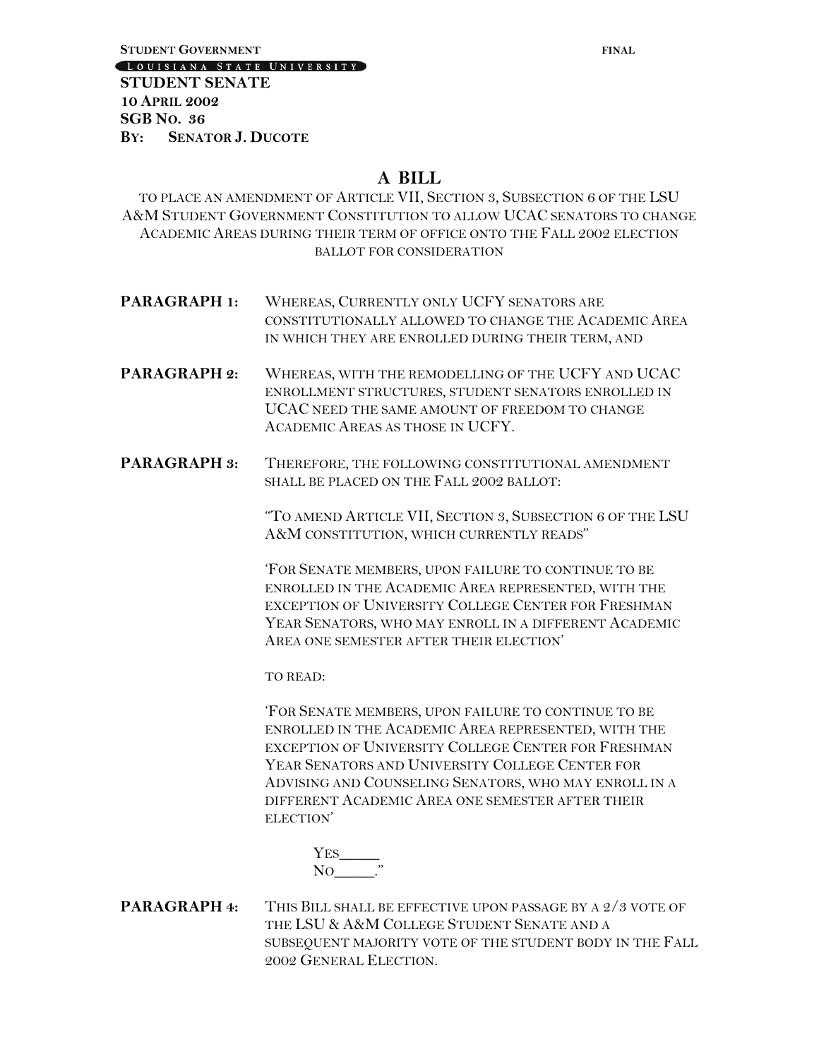**STUDENT GOVERNMENT** **FINAL**

LOUISIANA STATE UNIVERSITY

**STUDENT SENATE**
**10 APRIL 2002**
**SGB NO. *36***
**BY: SENATOR J. DUCOTE**

## A BILL

TO PLACE AN AMENDMENT OF ARTICLE VII, SECTION 3, SUBSECTION 6 OF THE LSU A&M STUDENT GOVERNMENT CONSTITUTION TO ALLOW UCAC SENATORS TO CHANGE ACADEMIC AREAS DURING THEIR TERM OF OFFICE ONTO THE FALL 2002 ELECTION BALLOT FOR CONSIDERATION

**PARAGRAPH 1:** WHEREAS, CURRENTLY ONLY UCFY SENATORS ARE CONSTITUTIONALLY ALLOWED TO CHANGE THE ACADEMIC AREA IN WHICH THEY ARE ENROLLED DURING THEIR TERM, AND

**PARAGRAPH 2:** WHEREAS, WITH THE REMODELLING OF THE UCFY AND UCAC ENROLLMENT STRUCTURES, STUDENT SENATORS ENROLLED IN UCAC NEED THE SAME AMOUNT OF FREEDOM TO CHANGE ACADEMIC AREAS AS THOSE IN UCFY.

**PARAGRAPH 3:** THEREFORE, THE FOLLOWING CONSTITUTIONAL AMENDMENT SHALL BE PLACED ON THE FALL 2002 BALLOT:

"TO AMEND ARTICLE VII, SECTION 3, SUBSECTION 6 OF THE LSU A&M CONSTITUTION, WHICH CURRENTLY READS"

'FOR SENATE MEMBERS, UPON FAILURE TO CONTINUE TO BE ENROLLED IN THE ACADEMIC AREA REPRESENTED, WITH THE EXCEPTION OF UNIVERSITY COLLEGE CENTER FOR FRESHMAN YEAR SENATORS, WHO MAY ENROLL IN A DIFFERENT ACADEMIC AREA ONE SEMESTER AFTER THEIR ELECTION'

TO READ:

'FOR SENATE MEMBERS, UPON FAILURE TO CONTINUE TO BE ENROLLED IN THE ACADEMIC AREA REPRESENTED, WITH THE EXCEPTION OF UNIVERSITY COLLEGE CENTER FOR FRESHMAN YEAR SENATORS AND UNIVERSITY COLLEGE CENTER FOR ADVISING AND COUNSELING SENATORS, WHO MAY ENROLL IN A DIFFERENT ACADEMIC AREA ONE SEMESTER AFTER THEIR ELECTION'

YES_____
NO_____."

**PARAGRAPH 4:** THIS BILL SHALL BE EFFECTIVE UPON PASSAGE BY A 2/3 VOTE OF THE LSU & A&M COLLEGE STUDENT SENATE AND A SUBSEQUENT MAJORITY VOTE OF THE STUDENT BODY IN THE FALL 2002 GENERAL ELECTION.